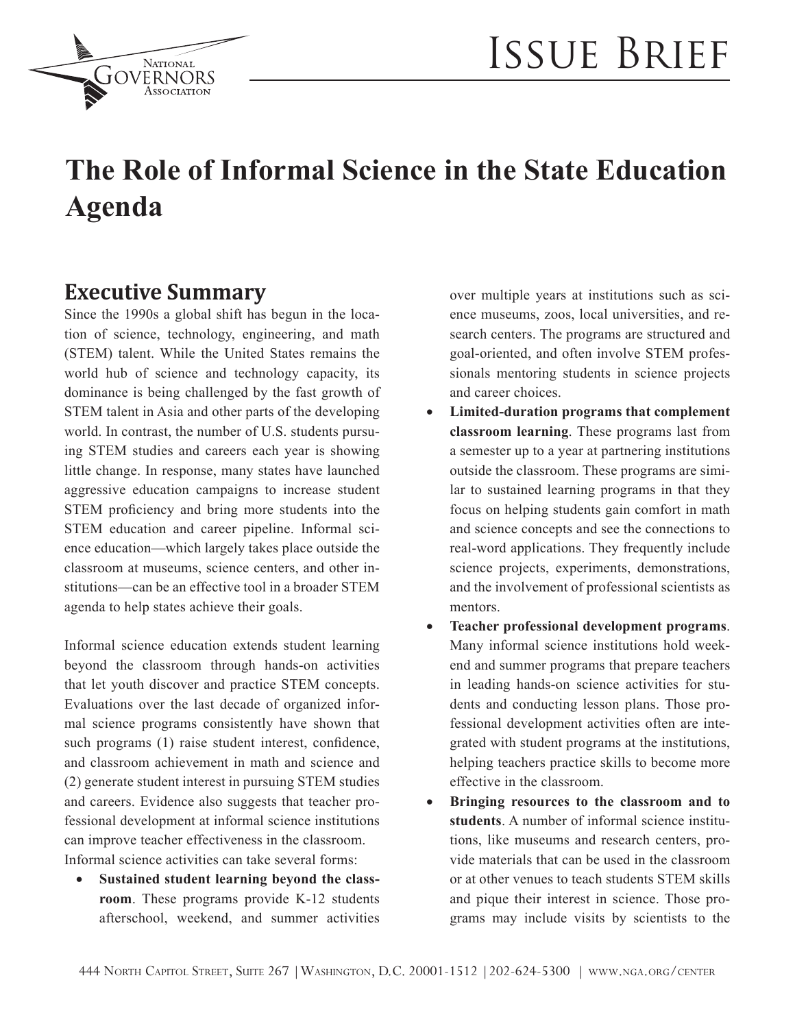# Issue Brief

# The Role of Informal Science in the State Education Agenda

## Executive Summary

Since the 1990s a global shift has begun in the location of science, technology, engineering, and math (STEM) talent. While the United States remains the world hub of science and technology capacity, its dominance is being challenged by the fast growth of STEM talent in Asia and other parts of the developing world. In contrast, the number of U.S. students pursuing STEM studies and careers each year is showing little change. In response, many states have launched aggressive education campaigns to increase student STEM proficiency and bring more students into the STEM education and career pipeline. Informal science education—which largely takes place outside the classroom at museums, science centers, and other institutions—can be an effective tool in a broader STEM agenda to help states achieve their goals.

Informal science education extends student learning beyond the classroom through hands-on activities that let youth discover and practice STEM concepts. Evaluations over the last decade of organized informal science programs consistently have shown that such programs (1) raise student interest, confidence, and classroom achievement in math and science and (2) generate student interest in pursuing STEM studies and careers. Evidence also suggests that teacher professional development at informal science institutions can improve teacher effectiveness in the classroom. Informal science activities can take several forms:

- **Sustained student learning beyond the classroom**. These programs provide K-12 students afterschool, weekend, and summer activities over multiple years at institutions such as science museums, zoos, local universities, and research centers. The programs are structured and goal-oriented, and often involve STEM professionals mentoring students in science projects and career choices.
- **Limited-duration programs that complement classroom learning**. These programs last from a semester up to a year at partnering institutions outside the classroom. These programs are similar to sustained learning programs in that they focus on helping students gain comfort in math and science concepts and see the connections to real-word applications. They frequently include science projects, experiments, demonstrations, and the involvement of professional scientists as mentors.
- **Teacher professional development programs**. Many informal science institutions hold weekend and summer programs that prepare teachers in leading hands-on science activities for students and conducting lesson plans. Those professional development activities often are integrated with student programs at the institutions, helping teachers practice skills to become more effective in the classroom.
- **Bringing resources to the classroom and to students**. A number of informal science institutions, like museums and research centers, provide materials that can be used in the classroom or at other venues to teach students STEM skills and pique their interest in science. Those programs may include visits by scientists to the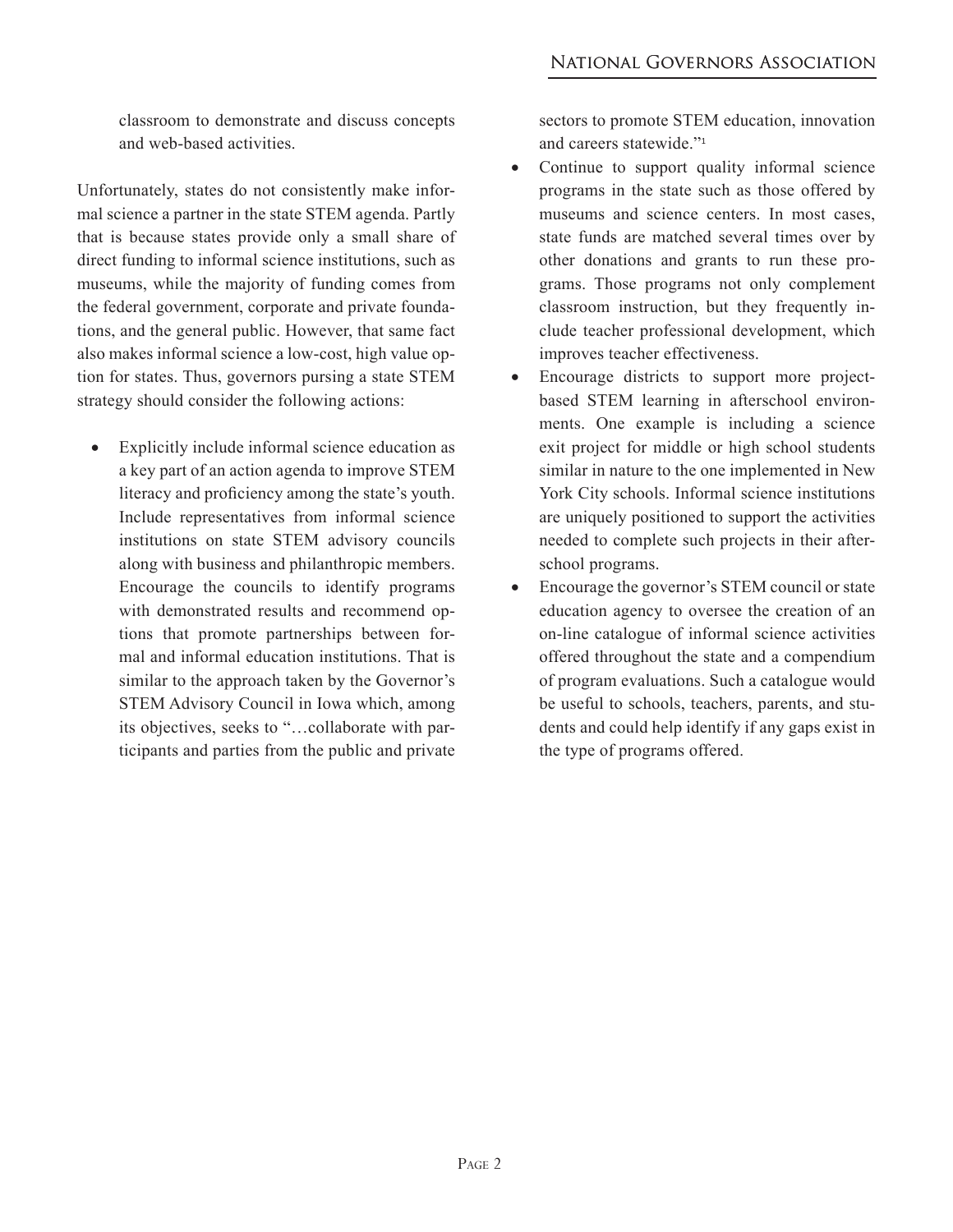classroom to demonstrate and discuss concepts and web-based activities.

Unfortunately, states do not consistently make informal science a partner in the state STEM agenda. Partly that is because states provide only a small share of direct funding to informal science institutions, such as museums, while the majority of funding comes from the federal government, corporate and private foundations, and the general public. However, that same fact also makes informal science a low-cost, high value option for states. Thus, governors pursing a state STEM strategy should consider the following actions:

- Explicitly include informal science education as a key part of an action agenda to improve STEM literacy and proficiency among the state's youth. Include representatives from informal science institutions on state STEM advisory councils along with business and philanthropic members. Encourage the councils to identify programs with demonstrated results and recommend options that promote partnerships between formal and informal education institutions. That is similar to the approach taken by the Governor's STEM Advisory Council in Iowa which, among its objectives, seeks to "…collaborate with participants and parties from the public and private sectors to promote STEM education, innovation and careers statewide."[1]
- Continue to support quality informal science programs in the state such as those offered by museums and science centers. In most cases, state funds are matched several times over by other donations and grants to run these programs. Those programs not only complement classroom instruction, but they frequently include teacher professional development, which improves teacher effectiveness.
- Encourage districts to support more project-based STEM learning in afterschool environments. One example is including a science exit project for middle or high school students similar in nature to the one implemented in New York City schools. Informal science institutions are uniquely positioned to support the activities needed to complete such projects in their afterschool programs.
- Encourage the governor's STEM council or state education agency to oversee the creation of an on-line catalogue of informal science activities offered throughout the state and a compendium of program evaluations. Such a catalogue would be useful to schools, teachers, parents, and students and could help identify if any gaps exist in the type of programs offered.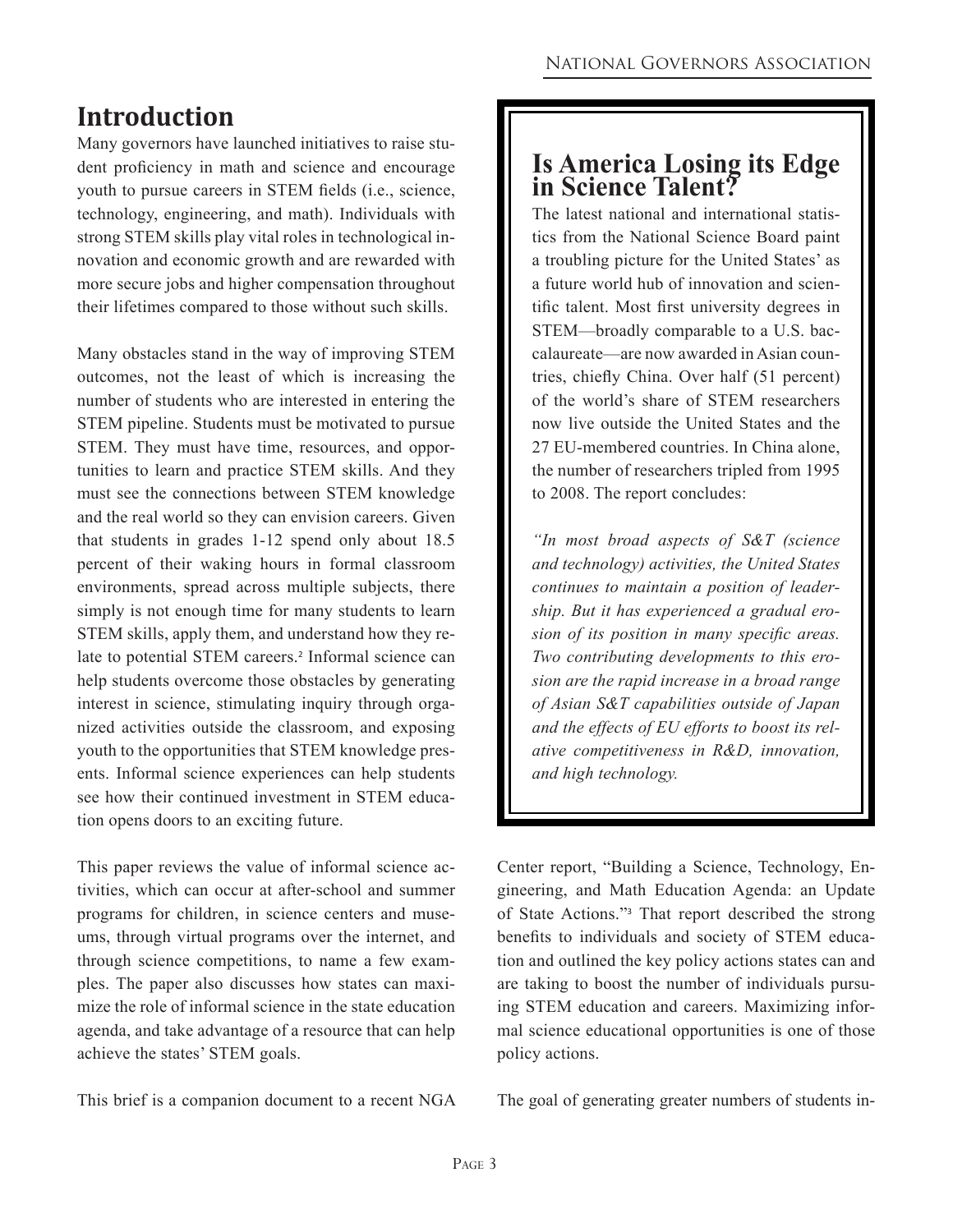# Introduction

Many governors have launched initiatives to raise student proficiency in math and science and encourage youth to pursue careers in STEM fields (i.e., science, technology, engineering, and math). Individuals with strong STEM skills play vital roles in technological innovation and economic growth and are rewarded with more secure jobs and higher compensation throughout their lifetimes compared to those without such skills.

Many obstacles stand in the way of improving STEM outcomes, not the least of which is increasing the number of students who are interested in entering the STEM pipeline. Students must be motivated to pursue STEM. They must have time, resources, and opportunities to learn and practice STEM skills. And they must see the connections between STEM knowledge and the real world so they can envision careers. Given that students in grades 1-12 spend only about 18.5 percent of their waking hours in formal classroom environments, spread across multiple subjects, there simply is not enough time for many students to learn STEM skills, apply them, and understand how they relate to potential STEM careers.[2] Informal science can help students overcome those obstacles by generating interest in science, stimulating inquiry through organized activities outside the classroom, and exposing youth to the opportunities that STEM knowledge presents. Informal science experiences can help students see how their continued investment in STEM education opens doors to an exciting future.

This paper reviews the value of informal science activities, which can occur at after-school and summer programs for children, in science centers and museums, through virtual programs over the internet, and through science competitions, to name a few examples. The paper also discusses how states can maximize the role of informal science in the state education agenda, and take advantage of a resource that can help achieve the states' STEM goals.

This brief is a companion document to a recent NGA Center report, "Building a Science, Technology, Engineering, and Math Education Agenda: an Update of State Actions."[3] That report described the strong benefits to individuals and society of STEM education and outlined the key policy actions states can and are taking to boost the number of individuals pursuing STEM education and careers. Maximizing informal science educational opportunities is one of those policy actions.

The goal of generating greater numbers of students in-

## Is America Losing its Edge in Science Talent?

The latest national and international statistics from the National Science Board paint a troubling picture for the United States' as a future world hub of innovation and scientific talent. Most first university degrees in STEM—broadly comparable to a U.S. baccalaureate—are now awarded in Asian countries, chiefly China. Over half (51 percent) of the world's share of STEM researchers now live outside the United States and the 27 EU-membered countries. In China alone, the number of researchers tripled from 1995 to 2008. The report concludes:

*"In most broad aspects of S&T (science and technology) activities, the United States continues to maintain a position of leadership. But it has experienced a gradual erosion of its position in many specific areas. Two contributing developments to this erosion are the rapid increase in a broad range of Asian S&T capabilities outside of Japan and the effects of EU efforts to boost its relative competitiveness in R&D, innovation, and high technology.*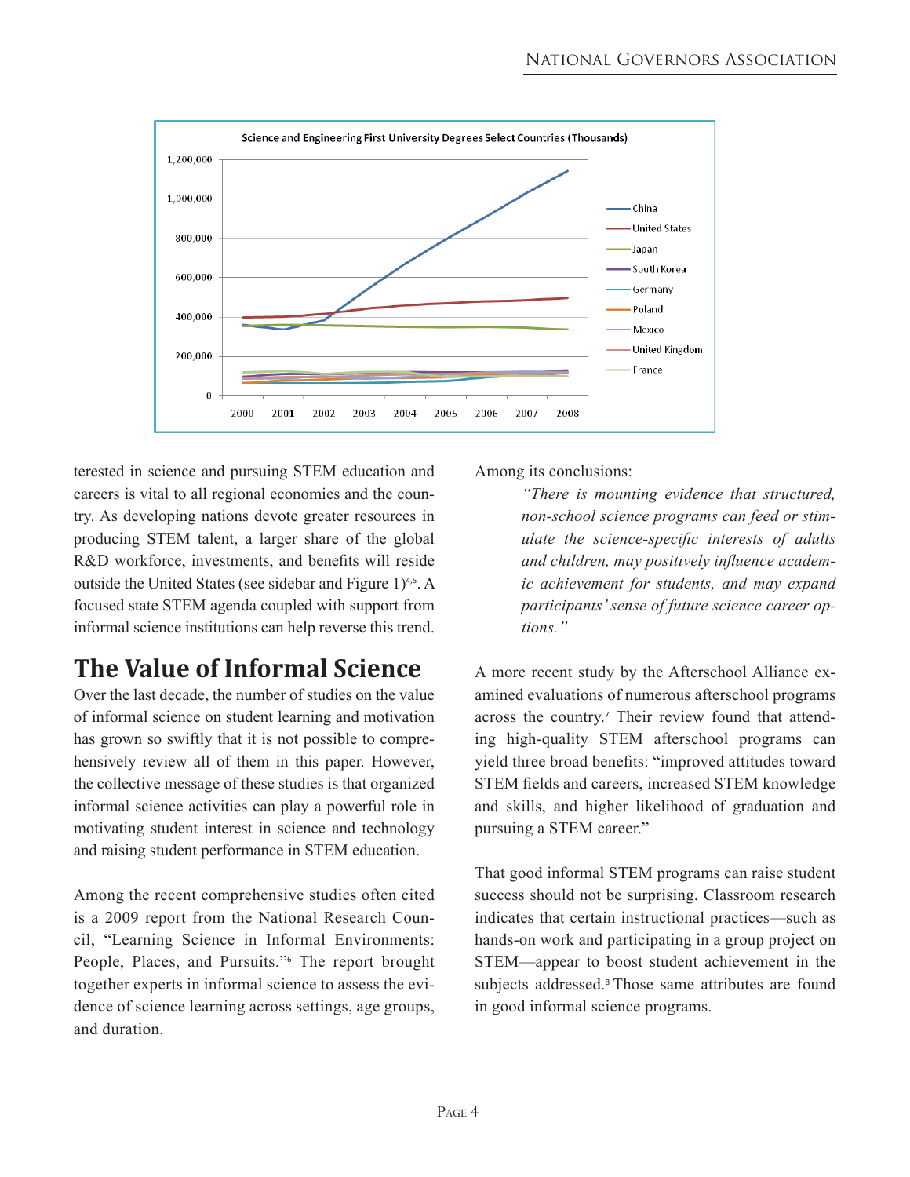terested in science and pursuing STEM education and careers is vital to all regional economies and the country. As developing nations devote greater resources in producing STEM talent, a larger share of the global R&D workforce, investments, and benefits will reside outside the United States (see sidebar and Figure 1)[4,5]. A focused state STEM agenda coupled with support from informal science institutions can help reverse this trend.

## The Value of Informal Science

Over the last decade, the number of studies on the value of informal science on student learning and motivation has grown so swiftly that it is not possible to comprehensively review all of them in this paper. However, the collective message of these studies is that organized informal science activities can play a powerful role in motivating student interest in science and technology and raising student performance in STEM education.

Among the recent comprehensive studies often cited is a 2009 report from the National Research Council, "Learning Science in Informal Environments: People, Places, and Pursuits."[6] The report brought together experts in informal science to assess the evidence of science learning across settings, age groups, and duration.

Among its conclusions:

> *"There is mounting evidence that structured, non-school science programs can feed or stimulate the science-specific interests of adults and children, may positively influence academic achievement for students, and may expand participants' sense of future science career options."*

A more recent study by the Afterschool Alliance examined evaluations of numerous afterschool programs across the country.[7] Their review found that attending high-quality STEM afterschool programs can yield three broad benefits: "improved attitudes toward STEM fields and careers, increased STEM knowledge and skills, and higher likelihood of graduation and pursuing a STEM career."

That good informal STEM programs can raise student success should not be surprising. Classroom research indicates that certain instructional practices—such as hands-on work and participating in a group project on STEM—appear to boost student achievement in the subjects addressed.[8] Those same attributes are found in good informal science programs.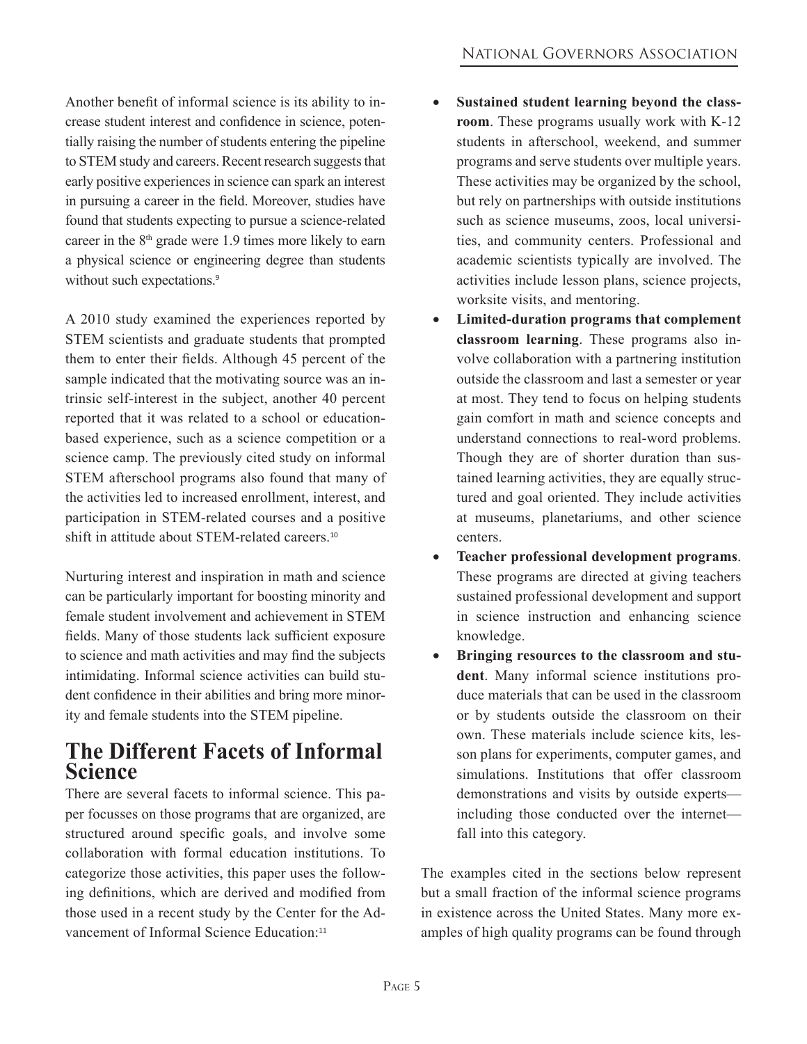Another benefit of informal science is its ability to increase student interest and confidence in science, potentially raising the number of students entering the pipeline to STEM study and careers. Recent research suggests that early positive experiences in science can spark an interest in pursuing a career in the field. Moreover, studies have found that students expecting to pursue a science-related career in the 8th grade were 1.9 times more likely to earn a physical science or engineering degree than students without such expectations.[9]

A 2010 study examined the experiences reported by STEM scientists and graduate students that prompted them to enter their fields. Although 45 percent of the sample indicated that the motivating source was an intrinsic self-interest in the subject, another 40 percent reported that it was related to a school or education-based experience, such as a science competition or a science camp. The previously cited study on informal STEM afterschool programs also found that many of the activities led to increased enrollment, interest, and participation in STEM-related courses and a positive shift in attitude about STEM-related careers.[10]

Nurturing interest and inspiration in math and science can be particularly important for boosting minority and female student involvement and achievement in STEM fields. Many of those students lack sufficient exposure to science and math activities and may find the subjects intimidating. Informal science activities can build student confidence in their abilities and bring more minority and female students into the STEM pipeline.

## The Different Facets of Informal Science

There are several facets to informal science. This paper focusses on those programs that are organized, are structured around specific goals, and involve some collaboration with formal education institutions. To categorize those activities, this paper uses the following definitions, which are derived and modified from those used in a recent study by the Center for the Advancement of Informal Science Education:[11]

- **Sustained student learning beyond the classroom**. These programs usually work with K-12 students in afterschool, weekend, and summer programs and serve students over multiple years. These activities may be organized by the school, but rely on partnerships with outside institutions such as science museums, zoos, local universities, and community centers. Professional and academic scientists typically are involved. The activities include lesson plans, science projects, worksite visits, and mentoring.
- **Limited-duration programs that complement classroom learning**. These programs also involve collaboration with a partnering institution outside the classroom and last a semester or year at most. They tend to focus on helping students gain comfort in math and science concepts and understand connections to real-word problems. Though they are of shorter duration than sustained learning activities, they are equally structured and goal oriented. They include activities at museums, planetariums, and other science centers.
- **Teacher professional development programs**. These programs are directed at giving teachers sustained professional development and support in science instruction and enhancing science knowledge.
- **Bringing resources to the classroom and student**. Many informal science institutions produce materials that can be used in the classroom or by students outside the classroom on their own. These materials include science kits, lesson plans for experiments, computer games, and simulations. Institutions that offer classroom demonstrations and visits by outside experts—including those conducted over the internet—fall into this category.

The examples cited in the sections below represent but a small fraction of the informal science programs in existence across the United States. Many more examples of high quality programs can be found through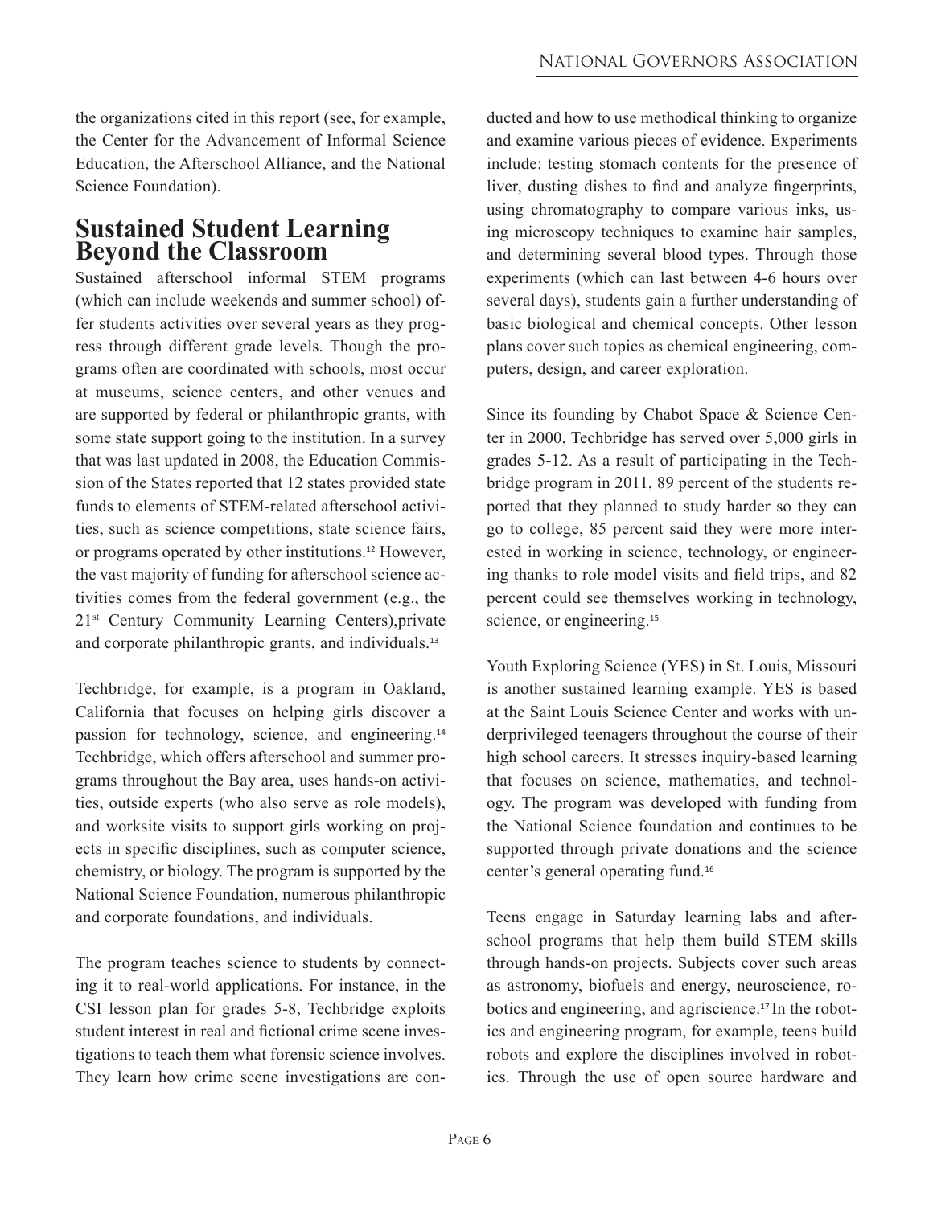the organizations cited in this report (see, for example, the Center for the Advancement of Informal Science Education, the Afterschool Alliance, and the National Science Foundation).

## Sustained Student Learning Beyond the Classroom

Sustained afterschool informal STEM programs (which can include weekends and summer school) offer students activities over several years as they progress through different grade levels. Though the programs often are coordinated with schools, most occur at museums, science centers, and other venues and are supported by federal or philanthropic grants, with some state support going to the institution. In a survey that was last updated in 2008, the Education Commission of the States reported that 12 states provided state funds to elements of STEM-related afterschool activities, such as science competitions, state science fairs, or programs operated by other institutions.[12] However, the vast majority of funding for afterschool science activities comes from the federal government (e.g., the 21st Century Community Learning Centers),private and corporate philanthropic grants, and individuals.[13]

Techbridge, for example, is a program in Oakland, California that focuses on helping girls discover a passion for technology, science, and engineering.[14] Techbridge, which offers afterschool and summer programs throughout the Bay area, uses hands-on activities, outside experts (who also serve as role models), and worksite visits to support girls working on projects in specific disciplines, such as computer science, chemistry, or biology. The program is supported by the National Science Foundation, numerous philanthropic and corporate foundations, and individuals.

The program teaches science to students by connecting it to real-world applications. For instance, in the CSI lesson plan for grades 5-8, Techbridge exploits student interest in real and fictional crime scene investigations to teach them what forensic science involves. They learn how crime scene investigations are conducted and how to use methodical thinking to organize and examine various pieces of evidence. Experiments include: testing stomach contents for the presence of liver, dusting dishes to find and analyze fingerprints, using chromatography to compare various inks, using microscopy techniques to examine hair samples, and determining several blood types. Through those experiments (which can last between 4-6 hours over several days), students gain a further understanding of basic biological and chemical concepts. Other lesson plans cover such topics as chemical engineering, computers, design, and career exploration.

Since its founding by Chabot Space & Science Center in 2000, Techbridge has served over 5,000 girls in grades 5-12. As a result of participating in the Techbridge program in 2011, 89 percent of the students reported that they planned to study harder so they can go to college, 85 percent said they were more interested in working in science, technology, or engineering thanks to role model visits and field trips, and 82 percent could see themselves working in technology, science, or engineering.[15]

Youth Exploring Science (YES) in St. Louis, Missouri is another sustained learning example. YES is based at the Saint Louis Science Center and works with underprivileged teenagers throughout the course of their high school careers. It stresses inquiry-based learning that focuses on science, mathematics, and technology. The program was developed with funding from the National Science foundation and continues to be supported through private donations and the science center's general operating fund.[16]

Teens engage in Saturday learning labs and afterschool programs that help them build STEM skills through hands-on projects. Subjects cover such areas as astronomy, biofuels and energy, neuroscience, robotics and engineering, and agriscience.[17] In the robotics and engineering program, for example, teens build robots and explore the disciplines involved in robotics. Through the use of open source hardware and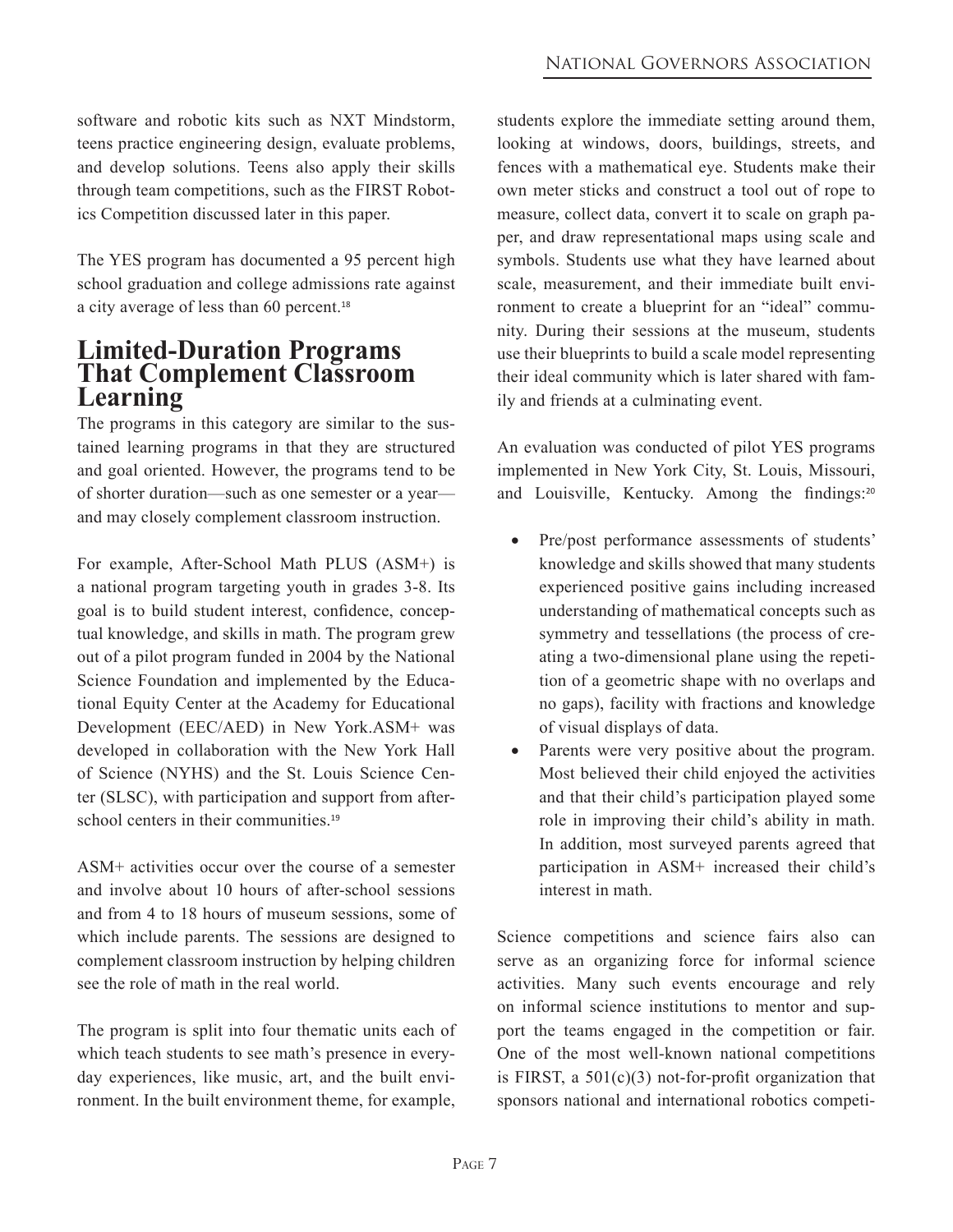software and robotic kits such as NXT Mindstorm, teens practice engineering design, evaluate problems, and develop solutions. Teens also apply their skills through team competitions, such as the FIRST Robotics Competition discussed later in this paper.

The YES program has documented a 95 percent high school graduation and college admissions rate against a city average of less than 60 percent.[18]

## Limited-Duration Programs That Complement Classroom Learning

The programs in this category are similar to the sustained learning programs in that they are structured and goal oriented. However, the programs tend to be of shorter duration—such as one semester or a year—and may closely complement classroom instruction.

For example, After-School Math PLUS (ASM+) is a national program targeting youth in grades 3-8. Its goal is to build student interest, confidence, conceptual knowledge, and skills in math. The program grew out of a pilot program funded in 2004 by the National Science Foundation and implemented by the Educational Equity Center at the Academy for Educational Development (EEC/AED) in New York.ASM+ was developed in collaboration with the New York Hall of Science (NYHS) and the St. Louis Science Center (SLSC), with participation and support from after-school centers in their communities.[19]

ASM+ activities occur over the course of a semester and involve about 10 hours of after-school sessions and from 4 to 18 hours of museum sessions, some of which include parents. The sessions are designed to complement classroom instruction by helping children see the role of math in the real world.

The program is split into four thematic units each of which teach students to see math's presence in everyday experiences, like music, art, and the built environment. In the built environment theme, for example, students explore the immediate setting around them, looking at windows, doors, buildings, streets, and fences with a mathematical eye. Students make their own meter sticks and construct a tool out of rope to measure, collect data, convert it to scale on graph paper, and draw representational maps using scale and symbols. Students use what they have learned about scale, measurement, and their immediate built environment to create a blueprint for an "ideal" community. During their sessions at the museum, students use their blueprints to build a scale model representing their ideal community which is later shared with family and friends at a culminating event.

An evaluation was conducted of pilot YES programs implemented in New York City, St. Louis, Missouri, and Louisville, Kentucky. Among the findings:[20]

- Pre/post performance assessments of students' knowledge and skills showed that many students experienced positive gains including increased understanding of mathematical concepts such as symmetry and tessellations (the process of creating a two-dimensional plane using the repetition of a geometric shape with no overlaps and no gaps), facility with fractions and knowledge of visual displays of data.
- Parents were very positive about the program. Most believed their child enjoyed the activities and that their child's participation played some role in improving their child's ability in math. In addition, most surveyed parents agreed that participation in ASM+ increased their child's interest in math.

Science competitions and science fairs also can serve as an organizing force for informal science activities. Many such events encourage and rely on informal science institutions to mentor and support the teams engaged in the competition or fair. One of the most well-known national competitions is FIRST, a 501(c)(3) not-for-profit organization that sponsors national and international robotics competi-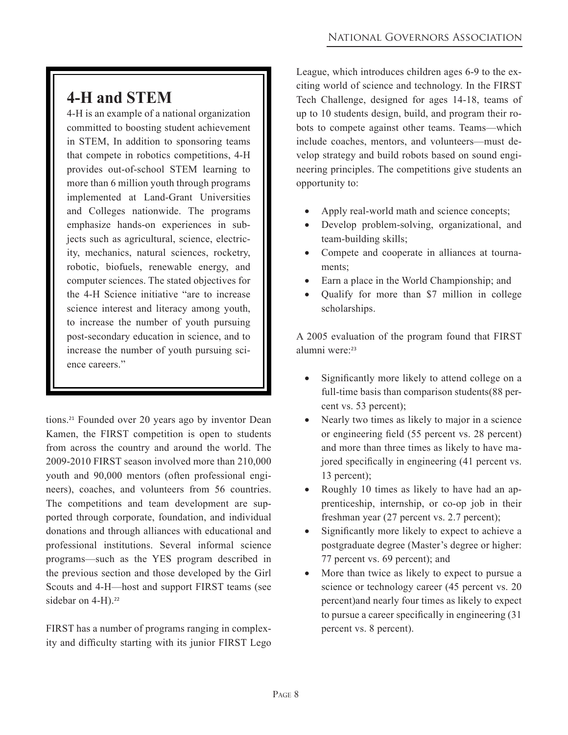## 4-H and STEM

4-H is an example of a national organization committed to boosting student achievement in STEM, In addition to sponsoring teams that compete in robotics competitions, 4-H provides out-of-school STEM learning to more than 6 million youth through programs implemented at Land-Grant Universities and Colleges nationwide. The programs emphasize hands-on experiences in subjects such as agricultural, science, electricity, mechanics, natural sciences, rocketry, robotic, biofuels, renewable energy, and computer sciences. The stated objectives for the 4-H Science initiative "are to increase science interest and literacy among youth, to increase the number of youth pursuing post-secondary education in science, and to increase the number of youth pursuing science careers."

tions.[21] Founded over 20 years ago by inventor Dean Kamen, the FIRST competition is open to students from across the country and around the world. The 2009-2010 FIRST season involved more than 210,000 youth and 90,000 mentors (often professional engineers), coaches, and volunteers from 56 countries. The competitions and team development are supported through corporate, foundation, and individual donations and through alliances with educational and professional institutions. Several informal science programs—such as the YES program described in the previous section and those developed by the Girl Scouts and 4-H—host and support FIRST teams (see sidebar on 4-H).[22]

FIRST has a number of programs ranging in complexity and difficulty starting with its junior FIRST Lego League, which introduces children ages 6-9 to the exciting world of science and technology. In the FIRST Tech Challenge, designed for ages 14-18, teams of up to 10 students design, build, and program their robots to compete against other teams. Teams—which include coaches, mentors, and volunteers—must develop strategy and build robots based on sound engineering principles. The competitions give students an opportunity to:

- Apply real-world math and science concepts;
- Develop problem-solving, organizational, and team-building skills;
- Compete and cooperate in alliances at tournaments;
- Earn a place in the World Championship; and
- Qualify for more than $7 million in college scholarships.

A 2005 evaluation of the program found that FIRST alumni were:[23]

- Significantly more likely to attend college on a full-time basis than comparison students(88 percent vs. 53 percent);
- Nearly two times as likely to major in a science or engineering field (55 percent vs. 28 percent) and more than three times as likely to have majored specifically in engineering (41 percent vs. 13 percent);
- Roughly 10 times as likely to have had an apprenticeship, internship, or co-op job in their freshman year (27 percent vs. 2.7 percent);
- Significantly more likely to expect to achieve a postgraduate degree (Master's degree or higher: 77 percent vs. 69 percent); and
- More than twice as likely to expect to pursue a science or technology career (45 percent vs. 20 percent)and nearly four times as likely to expect to pursue a career specifically in engineering (31 percent vs. 8 percent).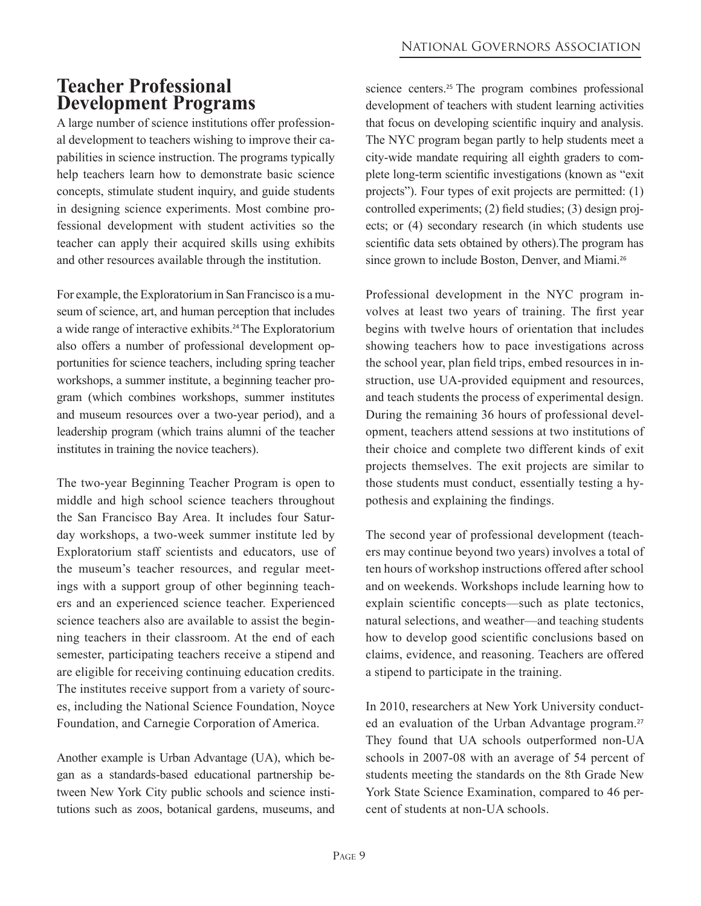## Teacher Professional Development Programs

A large number of science institutions offer professional development to teachers wishing to improve their capabilities in science instruction. The programs typically help teachers learn how to demonstrate basic science concepts, stimulate student inquiry, and guide students in designing science experiments. Most combine professional development with student activities so the teacher can apply their acquired skills using exhibits and other resources available through the institution.

For example, the Exploratorium in San Francisco is a museum of science, art, and human perception that includes a wide range of interactive exhibits.[24] The Exploratorium also offers a number of professional development opportunities for science teachers, including spring teacher workshops, a summer institute, a beginning teacher program (which combines workshops, summer institutes and museum resources over a two-year period), and a leadership program (which trains alumni of the teacher institutes in training the novice teachers).

The two-year Beginning Teacher Program is open to middle and high school science teachers throughout the San Francisco Bay Area. It includes four Saturday workshops, a two-week summer institute led by Exploratorium staff scientists and educators, use of the museum's teacher resources, and regular meetings with a support group of other beginning teachers and an experienced science teacher. Experienced science teachers also are available to assist the beginning teachers in their classroom. At the end of each semester, participating teachers receive a stipend and are eligible for receiving continuing education credits. The institutes receive support from a variety of sources, including the National Science Foundation, Noyce Foundation, and Carnegie Corporation of America.

Another example is Urban Advantage (UA), which began as a standards-based educational partnership between New York City public schools and science institutions such as zoos, botanical gardens, museums, and science centers.[25] The program combines professional development of teachers with student learning activities that focus on developing scientific inquiry and analysis. The NYC program began partly to help students meet a city-wide mandate requiring all eighth graders to complete long-term scientific investigations (known as "exit projects"). Four types of exit projects are permitted: (1) controlled experiments; (2) field studies; (3) design projects; or (4) secondary research (in which students use scientific data sets obtained by others).The program has since grown to include Boston, Denver, and Miami.[26]

Professional development in the NYC program involves at least two years of training. The first year begins with twelve hours of orientation that includes showing teachers how to pace investigations across the school year, plan field trips, embed resources in instruction, use UA-provided equipment and resources, and teach students the process of experimental design. During the remaining 36 hours of professional development, teachers attend sessions at two institutions of their choice and complete two different kinds of exit projects themselves. The exit projects are similar to those students must conduct, essentially testing a hypothesis and explaining the findings.

The second year of professional development (teachers may continue beyond two years) involves a total of ten hours of workshop instructions offered after school and on weekends. Workshops include learning how to explain scientific concepts—such as plate tectonics, natural selections, and weather—and teaching students how to develop good scientific conclusions based on claims, evidence, and reasoning. Teachers are offered a stipend to participate in the training.

In 2010, researchers at New York University conducted an evaluation of the Urban Advantage program.[27] They found that UA schools outperformed non-UA schools in 2007-08 with an average of 54 percent of students meeting the standards on the 8th Grade New York State Science Examination, compared to 46 percent of students at non-UA schools.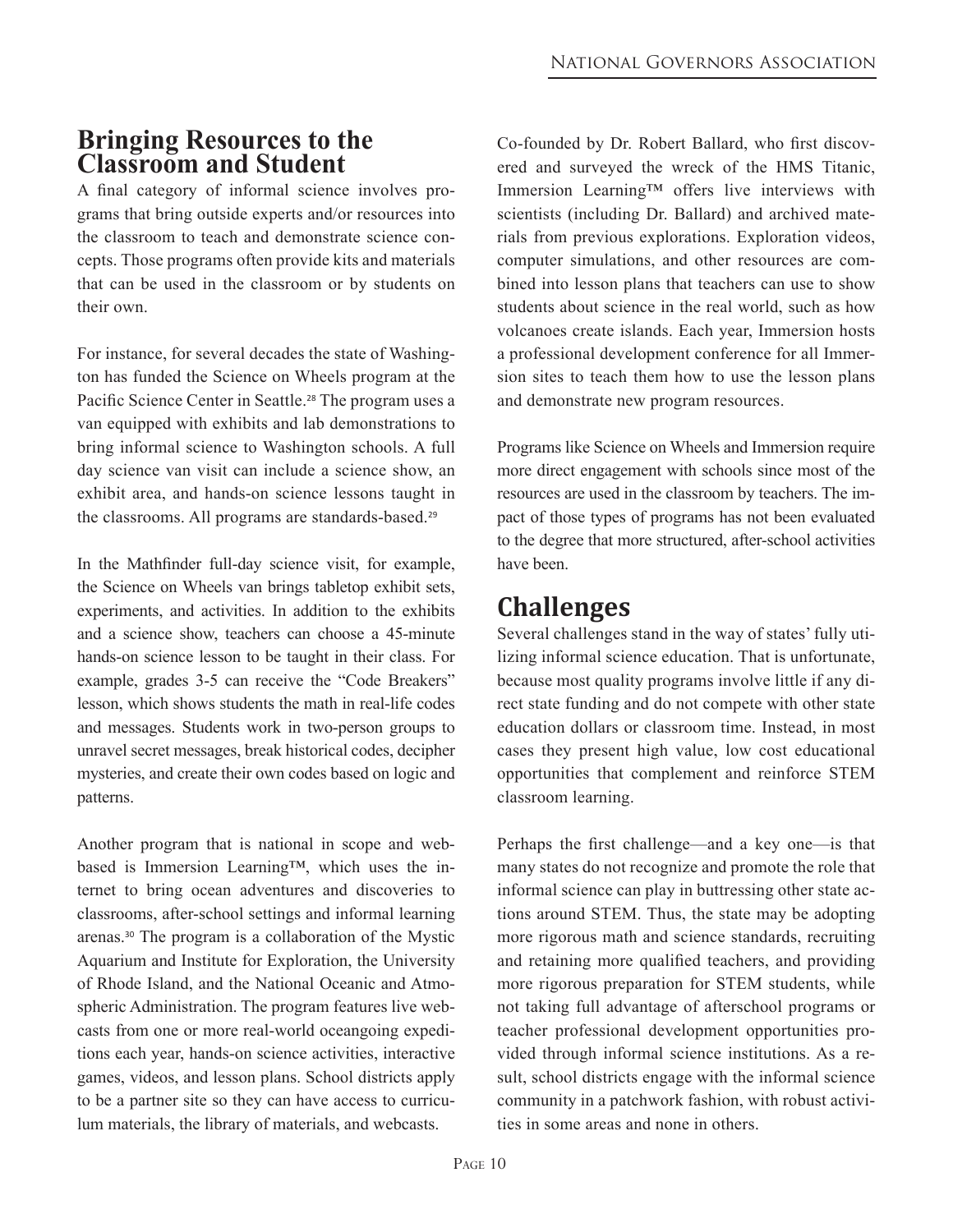## Bringing Resources to the Classroom and Student

A final category of informal science involves programs that bring outside experts and/or resources into the classroom to teach and demonstrate science concepts. Those programs often provide kits and materials that can be used in the classroom or by students on their own.

For instance, for several decades the state of Washington has funded the Science on Wheels program at the Pacific Science Center in Seattle.[28] The program uses a van equipped with exhibits and lab demonstrations to bring informal science to Washington schools. A full day science van visit can include a science show, an exhibit area, and hands-on science lessons taught in the classrooms. All programs are standards-based.[29]

In the Mathfinder full-day science visit, for example, the Science on Wheels van brings tabletop exhibit sets, experiments, and activities. In addition to the exhibits and a science show, teachers can choose a 45-minute hands-on science lesson to be taught in their class. For example, grades 3-5 can receive the "Code Breakers" lesson, which shows students the math in real-life codes and messages. Students work in two-person groups to unravel secret messages, break historical codes, decipher mysteries, and create their own codes based on logic and patterns.

Another program that is national in scope and web-based is Immersion Learning™, which uses the internet to bring ocean adventures and discoveries to classrooms, after-school settings and informal learning arenas.[30] The program is a collaboration of the Mystic Aquarium and Institute for Exploration, the University of Rhode Island, and the National Oceanic and Atmospheric Administration. The program features live webcasts from one or more real-world oceangoing expeditions each year, hands-on science activities, interactive games, videos, and lesson plans. School districts apply to be a partner site so they can have access to curriculum materials, the library of materials, and webcasts.

Co-founded by Dr. Robert Ballard, who first discovered and surveyed the wreck of the HMS Titanic, Immersion Learning™ offers live interviews with scientists (including Dr. Ballard) and archived materials from previous explorations. Exploration videos, computer simulations, and other resources are combined into lesson plans that teachers can use to show students about science in the real world, such as how volcanoes create islands. Each year, Immersion hosts a professional development conference for all Immersion sites to teach them how to use the lesson plans and demonstrate new program resources.

Programs like Science on Wheels and Immersion require more direct engagement with schools since most of the resources are used in the classroom by teachers. The impact of those types of programs has not been evaluated to the degree that more structured, after-school activities have been.

# Challenges

Several challenges stand in the way of states' fully utilizing informal science education. That is unfortunate, because most quality programs involve little if any direct state funding and do not compete with other state education dollars or classroom time. Instead, in most cases they present high value, low cost educational opportunities that complement and reinforce STEM classroom learning.

Perhaps the first challenge—and a key one—is that many states do not recognize and promote the role that informal science can play in buttressing other state actions around STEM. Thus, the state may be adopting more rigorous math and science standards, recruiting and retaining more qualified teachers, and providing more rigorous preparation for STEM students, while not taking full advantage of afterschool programs or teacher professional development opportunities provided through informal science institutions. As a result, school districts engage with the informal science community in a patchwork fashion, with robust activities in some areas and none in others.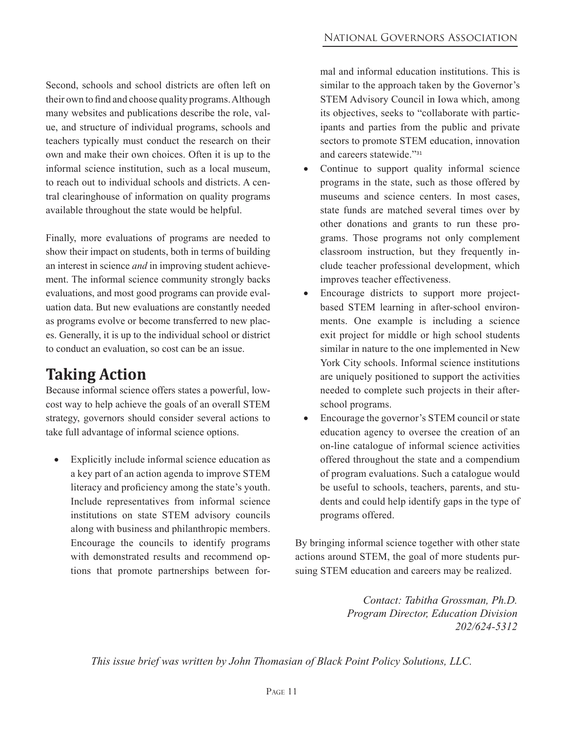Second, schools and school districts are often left on their own to find and choose quality programs. Although many websites and publications describe the role, value, and structure of individual programs, schools and teachers typically must conduct the research on their own and make their own choices. Often it is up to the informal science institution, such as a local museum, to reach out to individual schools and districts. A central clearinghouse of information on quality programs available throughout the state would be helpful.

Finally, more evaluations of programs are needed to show their impact on students, both in terms of building an interest in science *and* in improving student achievement. The informal science community strongly backs evaluations, and most good programs can provide evaluation data. But new evaluations are constantly needed as programs evolve or become transferred to new places. Generally, it is up to the individual school or district to conduct an evaluation, so cost can be an issue.

## Taking Action

Because informal science offers states a powerful, low-cost way to help achieve the goals of an overall STEM strategy, governors should consider several actions to take full advantage of informal science options.

- Explicitly include informal science education as a key part of an action agenda to improve STEM literacy and proficiency among the state's youth. Include representatives from informal science institutions on state STEM advisory councils along with business and philanthropic members. Encourage the councils to identify programs with demonstrated results and recommend options that promote partnerships between formal and informal education institutions. This is similar to the approach taken by the Governor's STEM Advisory Council in Iowa which, among its objectives, seeks to "collaborate with participants and parties from the public and private sectors to promote STEM education, innovation and careers statewide."[31]
- Continue to support quality informal science programs in the state, such as those offered by museums and science centers. In most cases, state funds are matched several times over by other donations and grants to run these programs. Those programs not only complement classroom instruction, but they frequently include teacher professional development, which improves teacher effectiveness.
- Encourage districts to support more project-based STEM learning in after-school environments. One example is including a science exit project for middle or high school students similar in nature to the one implemented in New York City schools. Informal science institutions are uniquely positioned to support the activities needed to complete such projects in their after-school programs.
- Encourage the governor's STEM council or state education agency to oversee the creation of an on-line catalogue of informal science activities offered throughout the state and a compendium of program evaluations. Such a catalogue would be useful to schools, teachers, parents, and students and could help identify gaps in the type of programs offered.

By bringing informal science together with other state actions around STEM, the goal of more students pursuing STEM education and careers may be realized.

*Contact: Tabitha Grossman, Ph.D.*
*Program Director, Education Division*
*202/624-5312*

*This issue brief was written by John Thomasian of Black Point Policy Solutions, LLC.*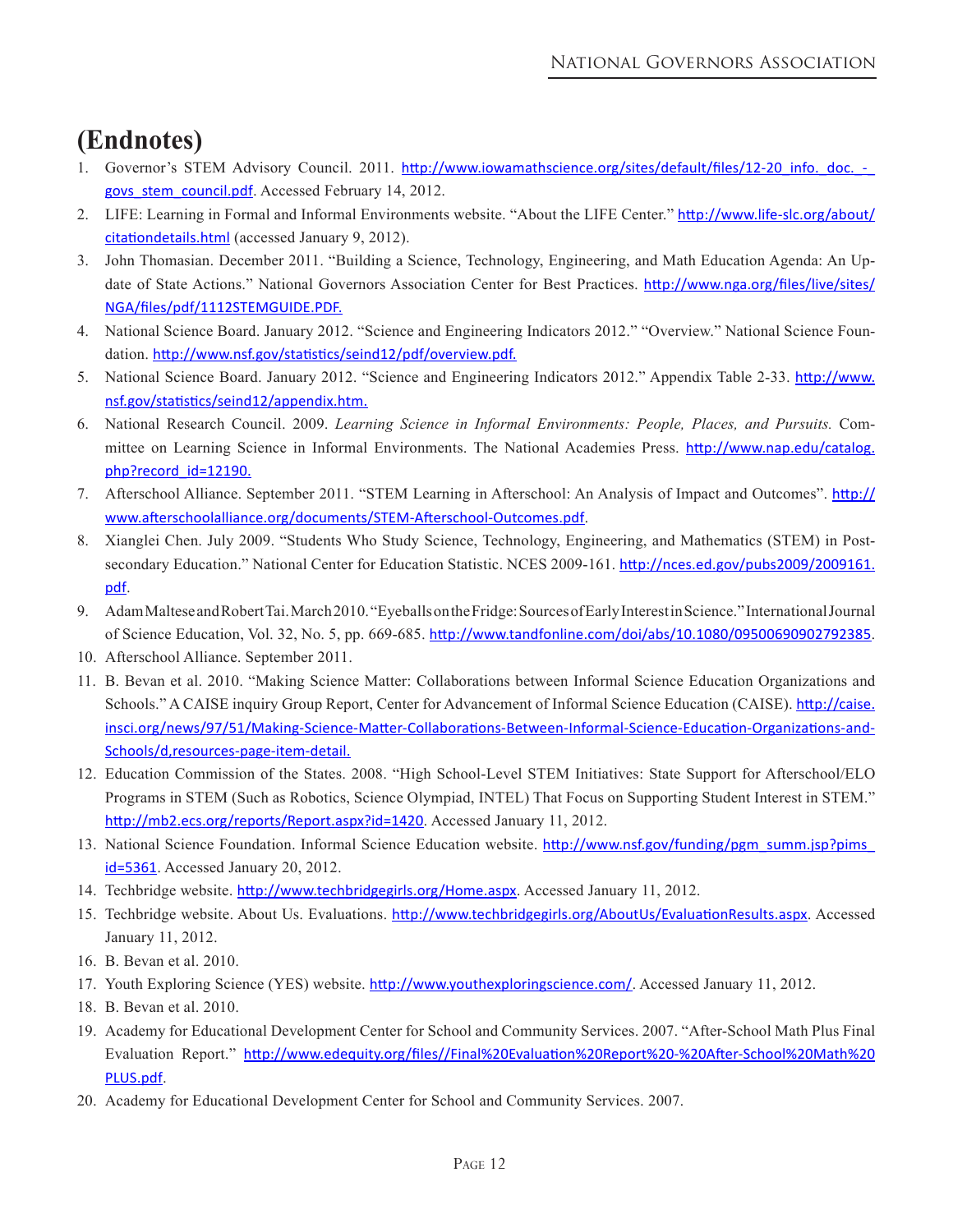# (Endnotes)

1. Governor's STEM Advisory Council. 2011. http://www.iowamathscience.org/sites/default/files/12-20_info._doc._-_govs_stem_council.pdf. Accessed February 14, 2012.
2. LIFE: Learning in Formal and Informal Environments website. "About the LIFE Center." http://www.life-slc.org/about/citationdetails.html (accessed January 9, 2012).
3. John Thomasian. December 2011. "Building a Science, Technology, Engineering, and Math Education Agenda: An Update of State Actions." National Governors Association Center for Best Practices. http://www.nga.org/files/live/sites/NGA/files/pdf/1112STEMGUIDE.PDF.
4. National Science Board. January 2012. "Science and Engineering Indicators 2012." "Overview." National Science Foundation. http://www.nsf.gov/statistics/seind12/pdf/overview.pdf.
5. National Science Board. January 2012. "Science and Engineering Indicators 2012." Appendix Table 2-33. http://www.nsf.gov/statistics/seind12/appendix.htm.
6. National Research Council. 2009. *Learning Science in Informal Environments: People, Places, and Pursuits.* Committee on Learning Science in Informal Environments. The National Academies Press. http://www.nap.edu/catalog.php?record_id=12190.
7. Afterschool Alliance. September 2011. "STEM Learning in Afterschool: An Analysis of Impact and Outcomes". http://www.afterschoolalliance.org/documents/STEM-Afterschool-Outcomes.pdf.
8. Xianglei Chen. July 2009. "Students Who Study Science, Technology, Engineering, and Mathematics (STEM) in Postsecondary Education." National Center for Education Statistic. NCES 2009-161. http://nces.ed.gov/pubs2009/2009161.pdf.
9. Adam Maltese and Robert Tai. March 2010. "Eyeballs on the Fridge: Sources of Early Interest in Science." International Journal of Science Education, Vol. 32, No. 5, pp. 669-685. http://www.tandfonline.com/doi/abs/10.1080/09500690902792385.
10. Afterschool Alliance. September 2011.
11. B. Bevan et al. 2010. "Making Science Matter: Collaborations between Informal Science Education Organizations and Schools." A CAISE inquiry Group Report, Center for Advancement of Informal Science Education (CAISE). http://caise.insci.org/news/97/51/Making-Science-Matter-Collaborations-Between-Informal-Science-Education-Organizations-and-Schools/d,resources-page-item-detail.
12. Education Commission of the States. 2008. "High School-Level STEM Initiatives: State Support for Afterschool/ELO Programs in STEM (Such as Robotics, Science Olympiad, INTEL) That Focus on Supporting Student Interest in STEM." http://mb2.ecs.org/reports/Report.aspx?id=1420. Accessed January 11, 2012.
13. National Science Foundation. Informal Science Education website. http://www.nsf.gov/funding/pgm_summ.jsp?pims_id=5361. Accessed January 20, 2012.
14. Techbridge website. http://www.techbridgegirls.org/Home.aspx. Accessed January 11, 2012.
15. Techbridge website. About Us. Evaluations. http://www.techbridgegirls.org/AboutUs/EvaluationResults.aspx. Accessed January 11, 2012.
16. B. Bevan et al. 2010.
17. Youth Exploring Science (YES) website. http://www.youthexploringscience.com/. Accessed January 11, 2012.
18. B. Bevan et al. 2010.
19. Academy for Educational Development Center for School and Community Services. 2007. "After-School Math Plus Final Evaluation Report." http://www.edequity.org/files//Final%20Evaluation%20Report%20-%20After-School%20Math%20PLUS.pdf.
20. Academy for Educational Development Center for School and Community Services. 2007.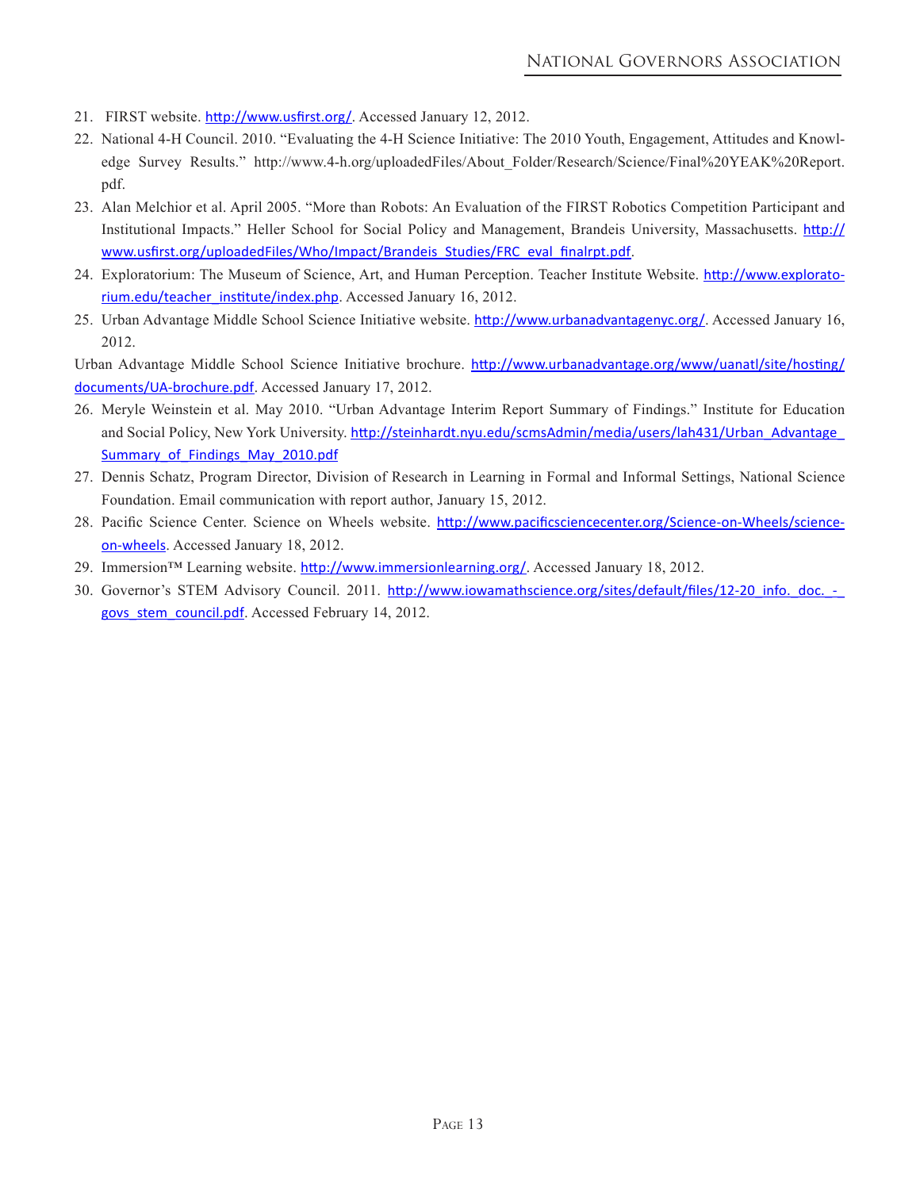21. FIRST website. http://www.usfirst.org/. Accessed January 12, 2012.
22. National 4-H Council. 2010. "Evaluating the 4-H Science Initiative: The 2010 Youth, Engagement, Attitudes and Knowledge Survey Results." http://www.4-h.org/uploadedFiles/About_Folder/Research/Science/Final%20YEAK%20Report.pdf.
23. Alan Melchior et al. April 2005. "More than Robots: An Evaluation of the FIRST Robotics Competition Participant and Institutional Impacts." Heller School for Social Policy and Management, Brandeis University, Massachusetts. http://www.usfirst.org/uploadedFiles/Who/Impact/Brandeis_Studies/FRC_eval_finalrpt.pdf.
24. Exploratorium: The Museum of Science, Art, and Human Perception. Teacher Institute Website. http://www.exploratorium.edu/teacher_institute/index.php. Accessed January 16, 2012.
25. Urban Advantage Middle School Science Initiative website. http://www.urbanadvantagenyc.org/. Accessed January 16, 2012.

Urban Advantage Middle School Science Initiative brochure. http://www.urbanadvantage.org/www/uanatl/site/hosting/documents/UA-brochure.pdf. Accessed January 17, 2012.

26. Meryle Weinstein et al. May 2010. "Urban Advantage Interim Report Summary of Findings." Institute for Education and Social Policy, New York University. http://steinhardt.nyu.edu/scmsAdmin/media/users/lah431/Urban_Advantage_Summary_of_Findings_May_2010.pdf
27. Dennis Schatz, Program Director, Division of Research in Learning in Formal and Informal Settings, National Science Foundation. Email communication with report author, January 15, 2012.
28. Pacific Science Center. Science on Wheels website. http://www.pacificsciencecenter.org/Science-on-Wheels/science-on-wheels. Accessed January 18, 2012.
29. Immersion™ Learning website. http://www.immersionlearning.org/. Accessed January 18, 2012.
30. Governor's STEM Advisory Council. 2011. http://www.iowamathscience.org/sites/default/files/12-20_info._doc._-_govs_stem_council.pdf. Accessed February 14, 2012.